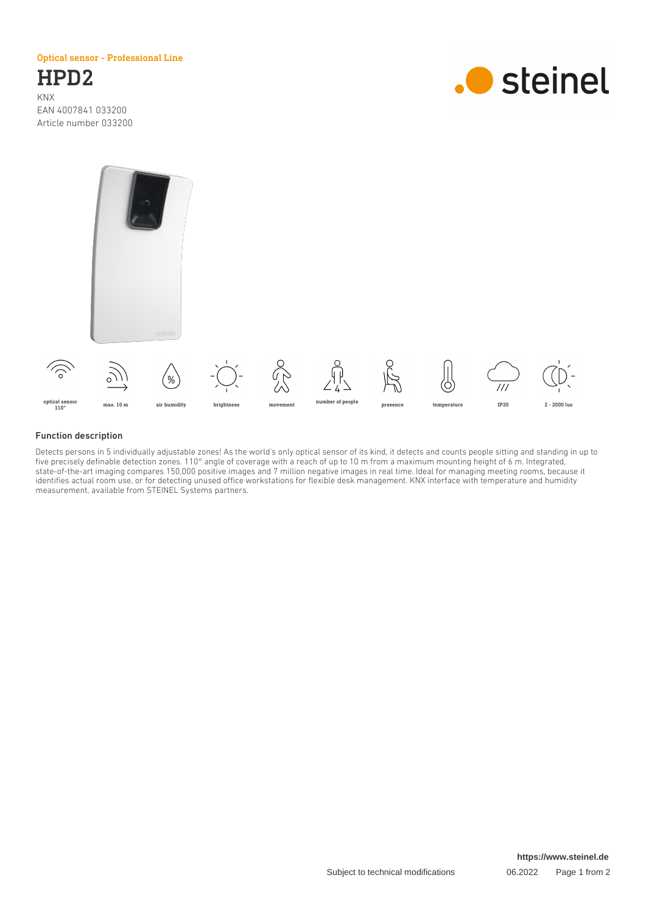Optical sensor - Professional Line

# HPD2

KNX
EAN 4007841 033200
Article number 033200

optical sensor 110° | max. 10 m | air humidity | brightness | movement | number of people | presence | temperature | IP20 | 2 - 2000 lux

## Function description

Detects persons in 5 individually adjustable zones! As the world's only optical sensor of its kind, it detects and counts people sitting and standing in up to five precisely definable detection zones. 110° angle of coverage with a reach of up to 10 m from a maximum mounting height of 6 m. Integrated, state-of-the-art imaging compares 150,000 positive images and 7 million negative images in real time. Ideal for managing meeting rooms, because it identifies actual room use, or for detecting unused office workstations for flexible desk management. KNX interface with temperature and humidity measurement, available from STEINEL Systems partners.

https://www.steinel.de

Subject to technical modifications

06.2022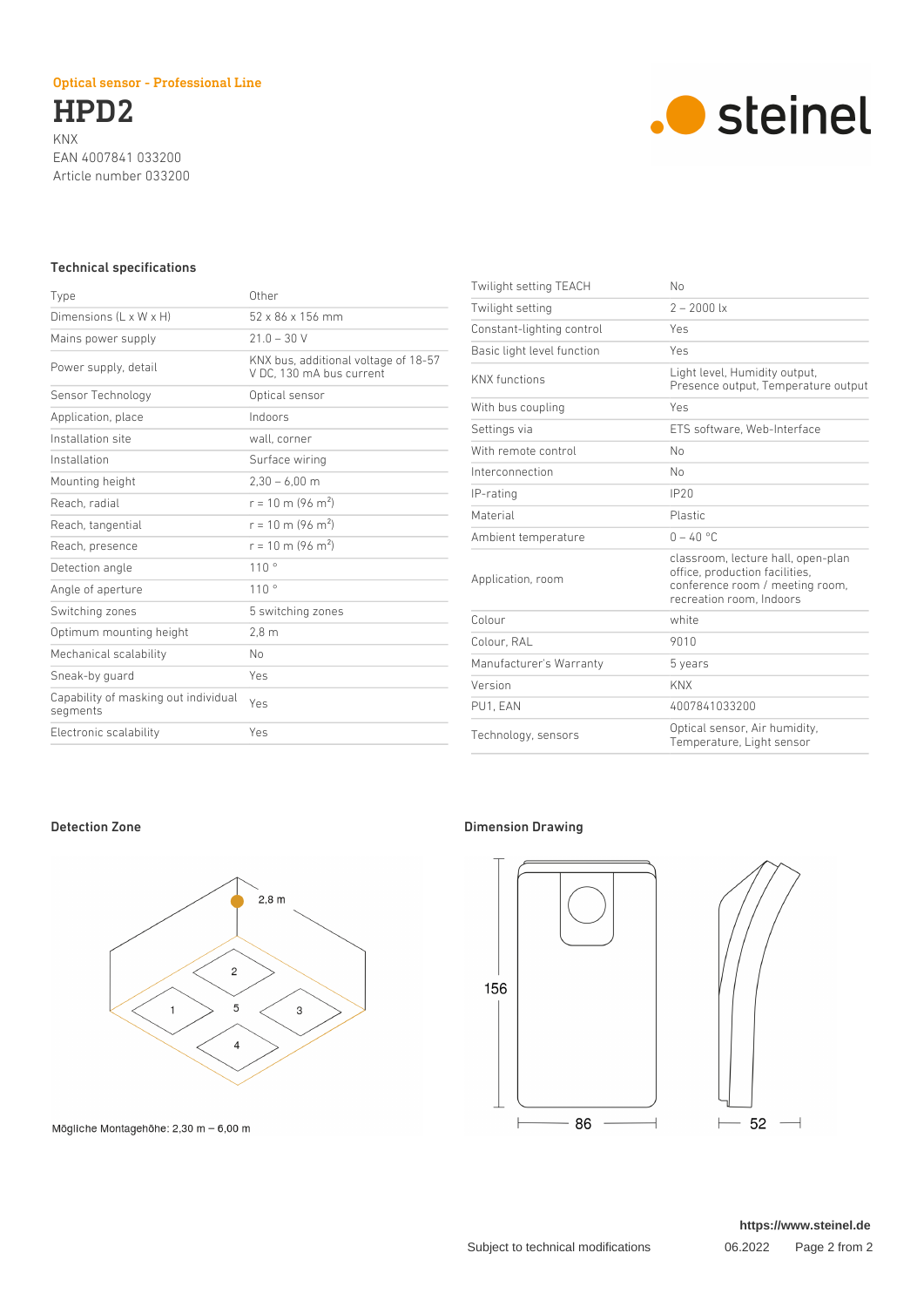Optical sensor - Professional Line

# HPD2

KNX
EAN 4007841 033200
Article number 033200

steinel

## Technical specifications

| | |
|---|---|
| Type | Other |
| Dimensions (L x W x H) | 52 x 86 x 156 mm |
| Mains power supply | 21.0 – 30 V |
| Power supply, detail | KNX bus, additional voltage of 18-57 V DC, 130 mA bus current |
| Sensor Technology | Optical sensor |
| Application, place | Indoors |
| Installation site | wall, corner |
| Installation | Surface wiring |
| Mounting height | 2,30 – 6,00 m |
| Reach, radial | r = 10 m (96 m²) |
| Reach, tangential | r = 10 m (96 m²) |
| Reach, presence | r = 10 m (96 m²) |
| Detection angle | 110 ° |
| Angle of aperture | 110 ° |
| Switching zones | 5 switching zones |
| Optimum mounting height | 2,8 m |
| Mechanical scalability | No |
| Sneak-by guard | Yes |
| Capability of masking out individual segments | Yes |
| Electronic scalability | Yes |
| Twilight setting TEACH | No |
| Twilight setting | 2 – 2000 lx |
| Constant-lighting control | Yes |
| Basic light level function | Yes |
| KNX functions | Light level, Humidity output, Presence output, Temperature output |
| With bus coupling | Yes |
| Settings via | ETS software, Web-Interface |
| With remote control | No |
| Interconnection | No |
| IP-rating | IP20 |
| Material | Plastic |
| Ambient temperature | 0 – 40 °C |
| Application, room | classroom, lecture hall, open-plan office, production facilities, conference room / meeting room, recreation room, Indoors |
| Colour | white |
| Colour, RAL | 9010 |
| Manufacturer's Warranty | 5 years |
| Version | KNX |
| PU1, EAN | 4007841033200 |
| Technology, sensors | Optical sensor, Air humidity, Temperature, Light sensor |

## Detection Zone

2,8 m
1
2
3
4
5

Mögliche Montagehöhe: 2,30 m – 6,00 m

## Dimension Drawing

156
86
52

https://www.steinel.de

Subject to technical modifications

06.2022